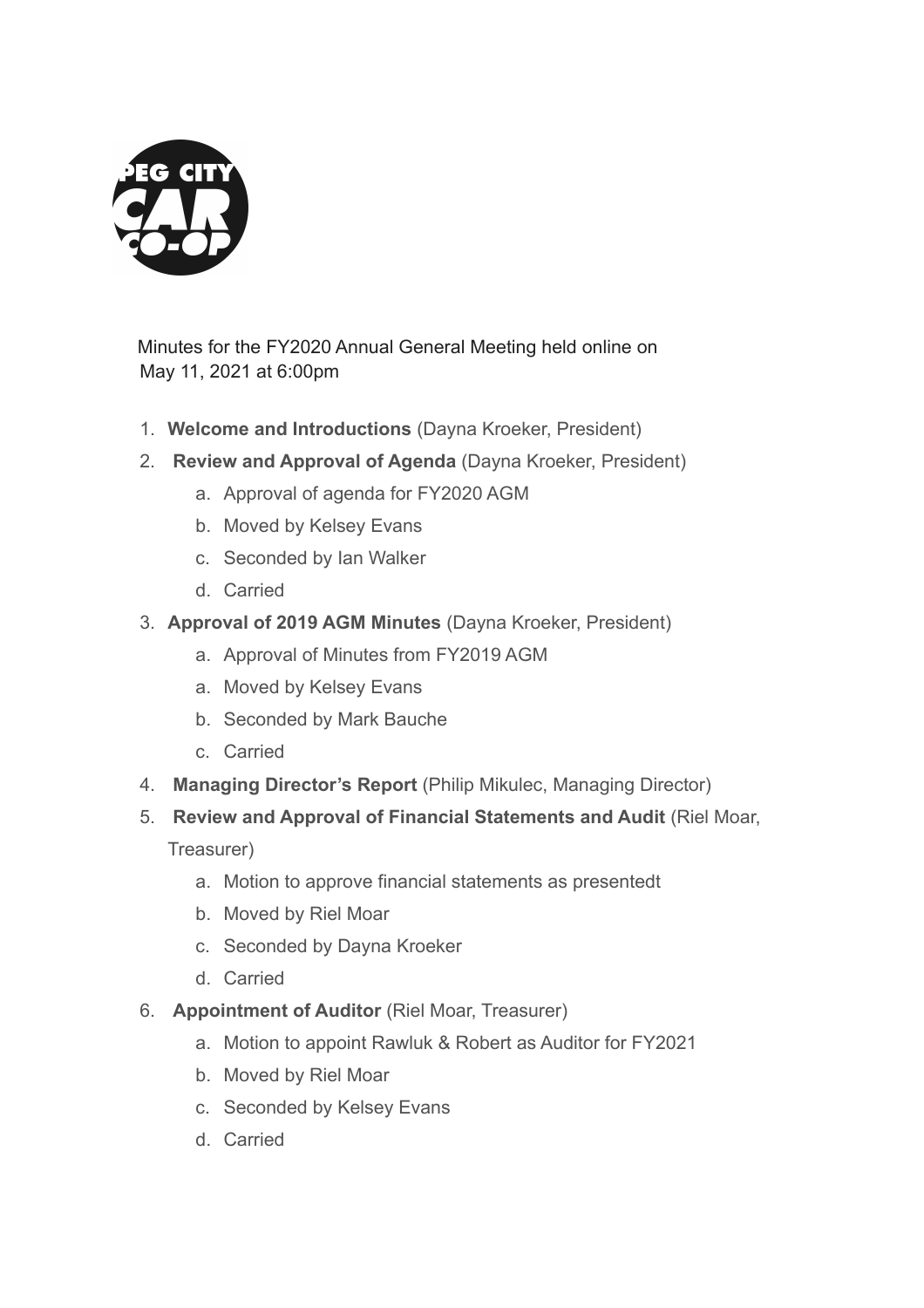Minutes for the FY2020 Annual General Meeting held online on May 11, 2021 at 6:00pm

1. **Welcome and Introductions** (Dayna Kroeker, President)
2. **Review and Approval of Agenda** (Dayna Kroeker, President)
    a. Approval of agenda for FY2020 AGM
    b. Moved by Kelsey Evans
    c. Seconded by Ian Walker
    d. Carried
3. **Approval of 2019 AGM Minutes** (Dayna Kroeker, President)
    a. Approval of Minutes from FY2019 AGM
    a. Moved by Kelsey Evans
    b. Seconded by Mark Bauche
    c. Carried
4. **Managing Director's Report** (Philip Mikulec, Managing Director)
5. **Review and Approval of Financial Statements and Audit** (Riel Moar, Treasurer)
    a. Motion to approve financial statements as presentedt
    b. Moved by Riel Moar
    c. Seconded by Dayna Kroeker
    d. Carried
6. **Appointment of Auditor** (Riel Moar, Treasurer)
    a. Motion to appoint Rawluk & Robert as Auditor for FY2021
    b. Moved by Riel Moar
    c. Seconded by Kelsey Evans
    d. Carried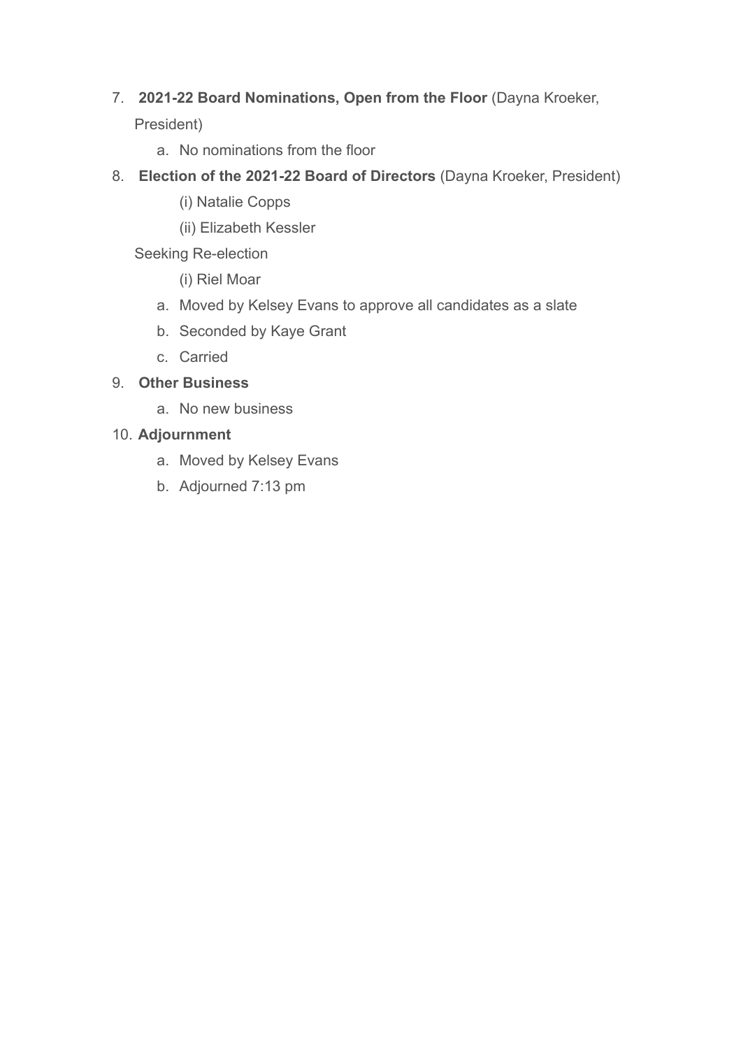7. **2021-22 Board Nominations, Open from the Floor** (Dayna Kroeker, President)
    a. No nominations from the floor
8. **Election of the 2021-22 Board of Directors** (Dayna Kroeker, President)
        (i) Natalie Copps
        (ii) Elizabeth Kessler

    Seeking Re-election

        (i) Riel Moar

    a. Moved by Kelsey Evans to approve all candidates as a slate
    b. Seconded by Kaye Grant
    c. Carried
9. **Other Business**
    a. No new business
10. **Adjournment**
    a. Moved by Kelsey Evans
    b. Adjourned 7:13 pm